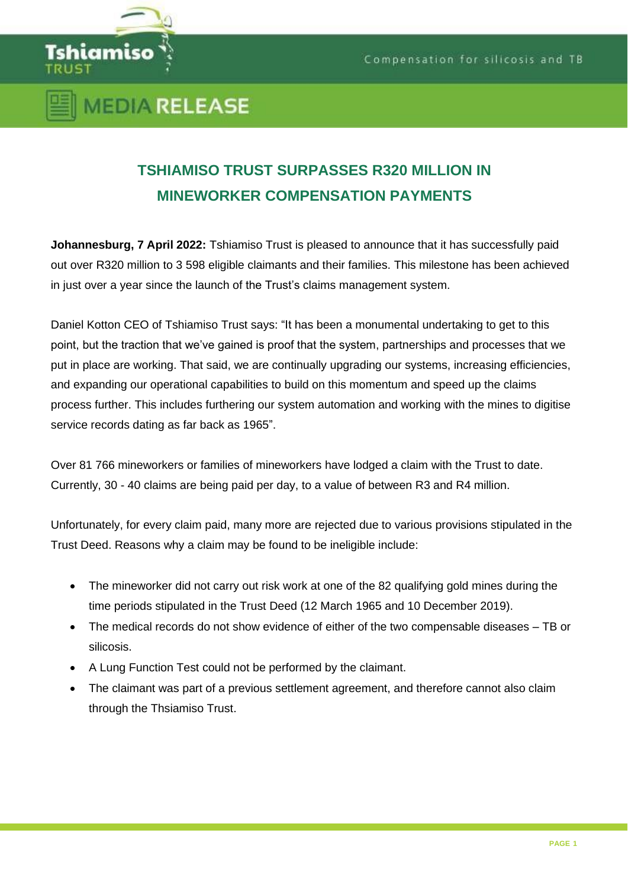# MEDIA RELEASE

## TSHIAMISO TRUST SURPASSES R320 MILLION IN MINEWORKER COMPENSATION PAYMENTS

**Johannesburg, 7 April 2022:** Tshiamiso Trust is pleased to announce that it has successfully paid out over R320 million to 3 598 eligible claimants and their families. This milestone has been achieved in just over a year since the launch of the Trust's claims management system.

Daniel Kotton CEO of Tshiamiso Trust says: "It has been a monumental undertaking to get to this point, but the traction that we've gained is proof that the system, partnerships and processes that we put in place are working. That said, we are continually upgrading our systems, increasing efficiencies, and expanding our operational capabilities to build on this momentum and speed up the claims process further. This includes furthering our system automation and working with the mines to digitise service records dating as far back as 1965".

Over 81 766 mineworkers or families of mineworkers have lodged a claim with the Trust to date. Currently, 30 - 40 claims are being paid per day, to a value of between R3 and R4 million.

Unfortunately, for every claim paid, many more are rejected due to various provisions stipulated in the Trust Deed. Reasons why a claim may be found to be ineligible include:

- The mineworker did not carry out risk work at one of the 82 qualifying gold mines during the time periods stipulated in the Trust Deed (12 March 1965 and 10 December 2019).
- The medical records do not show evidence of either of the two compensable diseases – TB or silicosis.
- A Lung Function Test could not be performed by the claimant.
- The claimant was part of a previous settlement agreement, and therefore cannot also claim through the Thsiamiso Trust.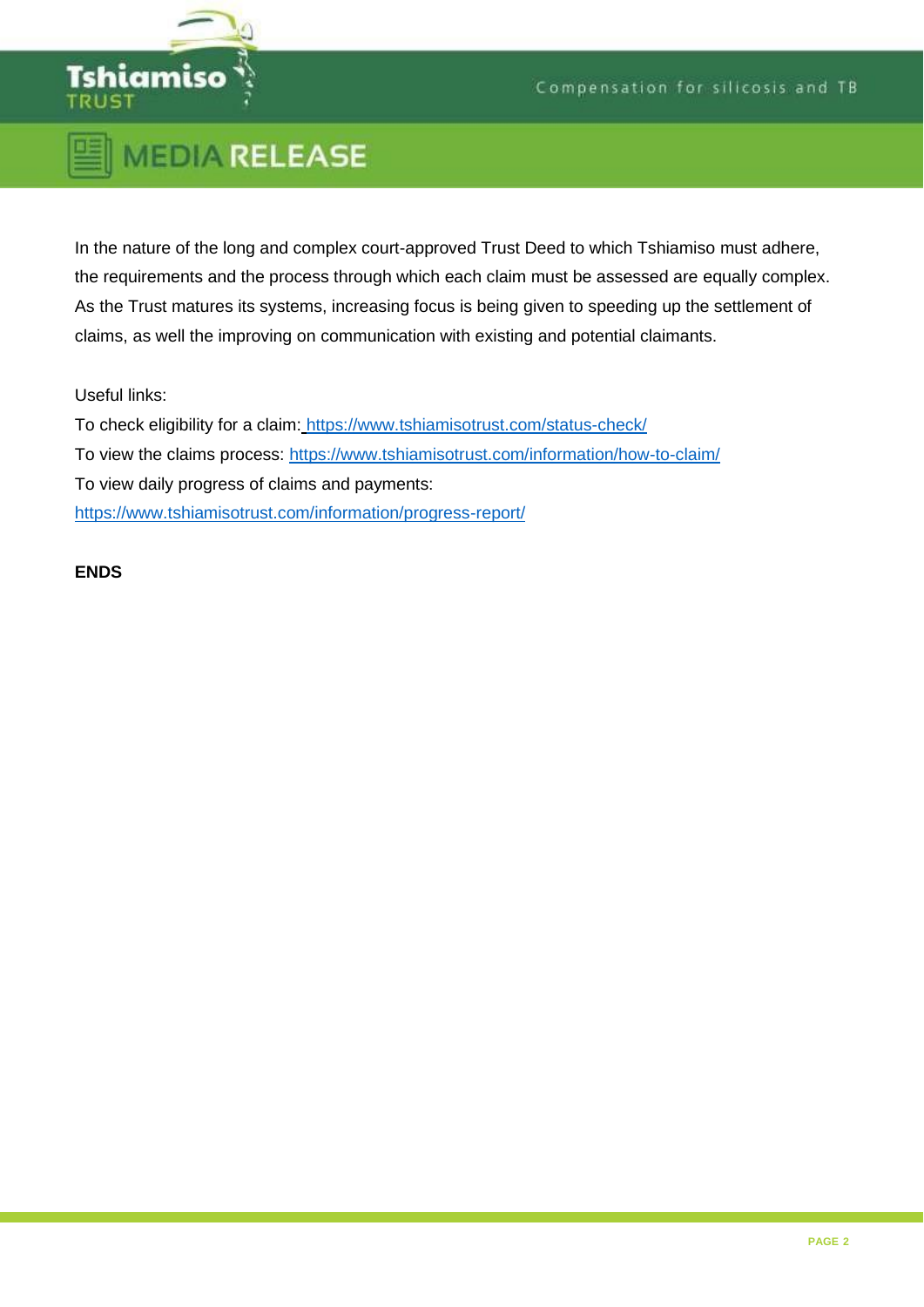In the nature of the long and complex court-approved Trust Deed to which Tshiamiso must adhere, the requirements and the process through which each claim must be assessed are equally complex. As the Trust matures its systems, increasing focus is being given to speeding up the settlement of claims, as well the improving on communication with existing and potential claimants.

Useful links:
To check eligibility for a claim: https://www.tshiamisotrust.com/status-check/
To view the claims process: https://www.tshiamisotrust.com/information/how-to-claim/
To view daily progress of claims and payments:
https://www.tshiamisotrust.com/information/progress-report/

**ENDS**